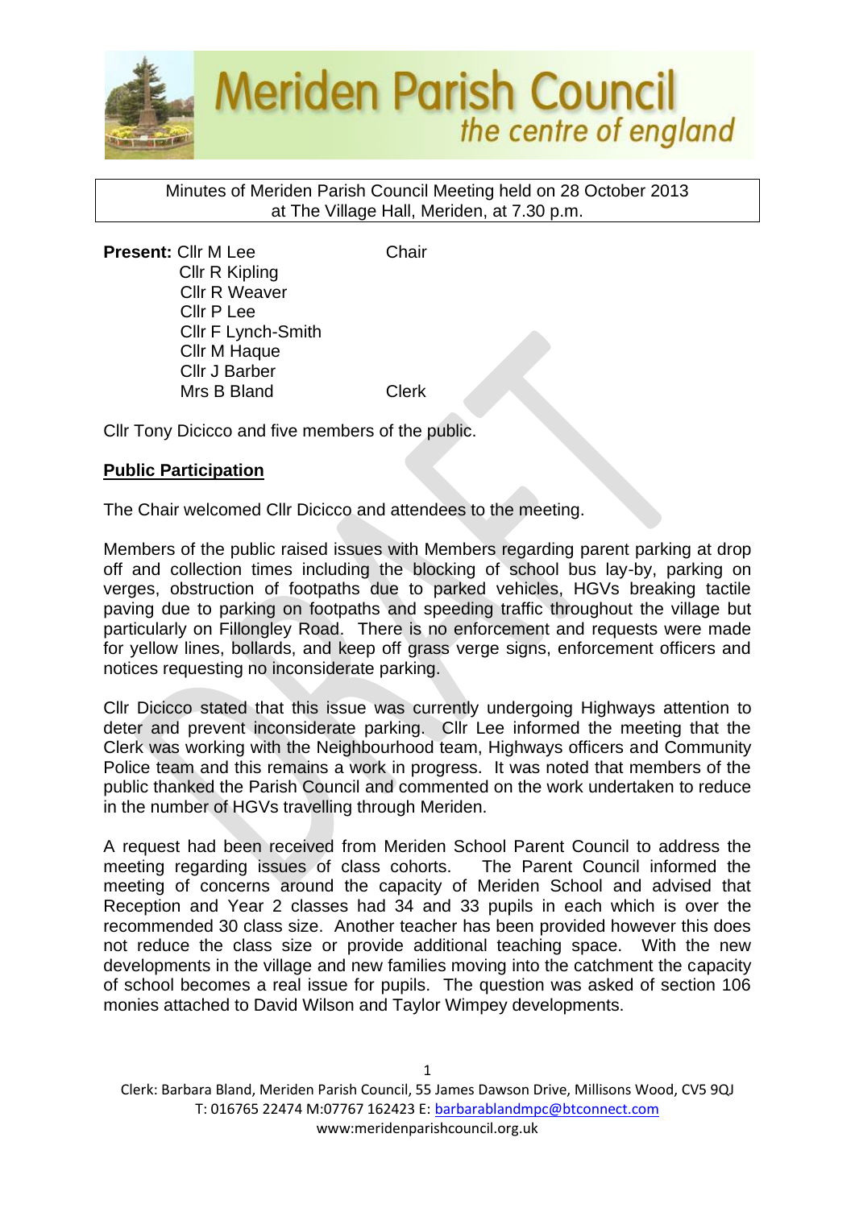# Meriden Parish Council

*the centre of england*

Minutes of Meriden Parish Council Meeting held on 28 October 2013 at The Village Hall, Meriden, at 7.30 p.m.

**Present:** Cllr M Lee — Chair
Cllr R Kipling
Cllr R Weaver
Cllr P Lee
Cllr F Lynch-Smith
Cllr M Haque
Cllr J Barber
Mrs B Bland — Clerk

Cllr Tony Dicicco and five members of the public.

**<u>Public Participation</u>**

The Chair welcomed Cllr Dicicco and attendees to the meeting.

Members of the public raised issues with Members regarding parent parking at drop off and collection times including the blocking of school bus lay-by, parking on verges, obstruction of footpaths due to parked vehicles, HGVs breaking tactile paving due to parking on footpaths and speeding traffic throughout the village but particularly on Fillongley Road. There is no enforcement and requests were made for yellow lines, bollards, and keep off grass verge signs, enforcement officers and notices requesting no inconsiderate parking.

Cllr Dicicco stated that this issue was currently undergoing Highways attention to deter and prevent inconsiderate parking. Cllr Lee informed the meeting that the Clerk was working with the Neighbourhood team, Highways officers and Community Police team and this remains a work in progress. It was noted that members of the public thanked the Parish Council and commented on the work undertaken to reduce in the number of HGVs travelling through Meriden.

A request had been received from Meriden School Parent Council to address the meeting regarding issues of class cohorts. The Parent Council informed the meeting of concerns around the capacity of Meriden School and advised that Reception and Year 2 classes had 34 and 33 pupils in each which is over the recommended 30 class size. Another teacher has been provided however this does not reduce the class size or provide additional teaching space. With the new developments in the village and new families moving into the catchment the capacity of school becomes a real issue for pupils. The question was asked of section 106 monies attached to David Wilson and Taylor Wimpey developments.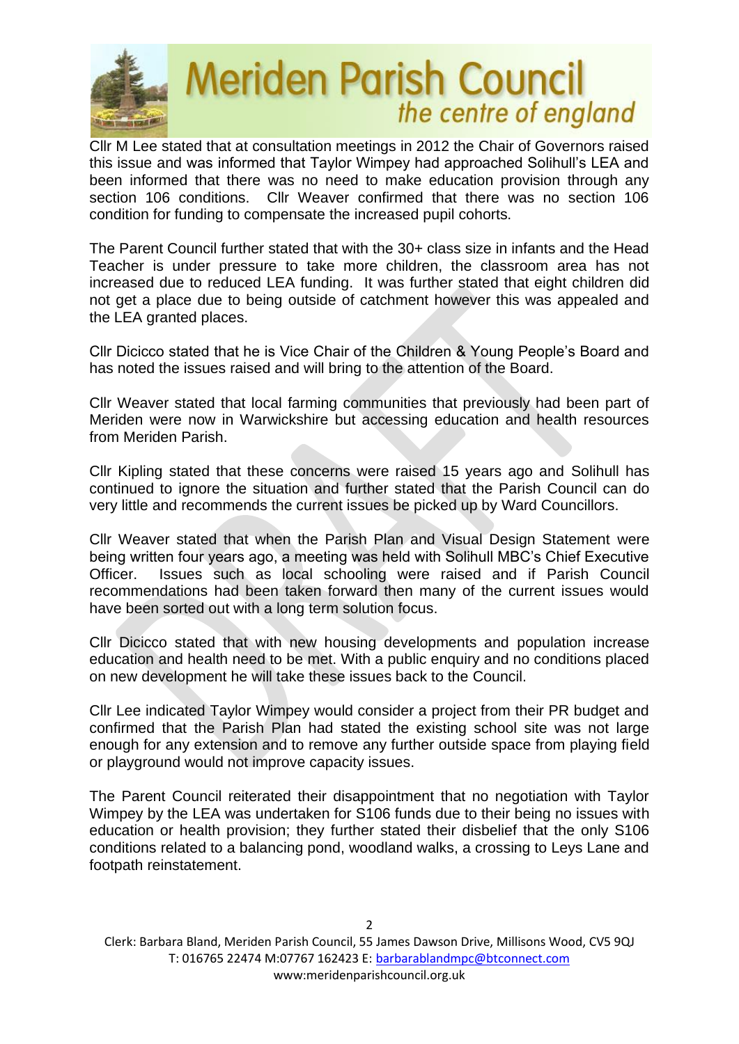Cllr M Lee stated that at consultation meetings in 2012 the Chair of Governors raised this issue and was informed that Taylor Wimpey had approached Solihull's LEA and been informed that there was no need to make education provision through any section 106 conditions. Cllr Weaver confirmed that there was no section 106 condition for funding to compensate the increased pupil cohorts.

The Parent Council further stated that with the 30+ class size in infants and the Head Teacher is under pressure to take more children, the classroom area has not increased due to reduced LEA funding. It was further stated that eight children did not get a place due to being outside of catchment however this was appealed and the LEA granted places.

Cllr Dicicco stated that he is Vice Chair of the Children & Young People's Board and has noted the issues raised and will bring to the attention of the Board.

Cllr Weaver stated that local farming communities that previously had been part of Meriden were now in Warwickshire but accessing education and health resources from Meriden Parish.

Cllr Kipling stated that these concerns were raised 15 years ago and Solihull has continued to ignore the situation and further stated that the Parish Council can do very little and recommends the current issues be picked up by Ward Councillors.

Cllr Weaver stated that when the Parish Plan and Visual Design Statement were being written four years ago, a meeting was held with Solihull MBC's Chief Executive Officer. Issues such as local schooling were raised and if Parish Council recommendations had been taken forward then many of the current issues would have been sorted out with a long term solution focus.

Cllr Dicicco stated that with new housing developments and population increase education and health need to be met. With a public enquiry and no conditions placed on new development he will take these issues back to the Council.

Cllr Lee indicated Taylor Wimpey would consider a project from their PR budget and confirmed that the Parish Plan had stated the existing school site was not large enough for any extension and to remove any further outside space from playing field or playground would not improve capacity issues.

The Parent Council reiterated their disappointment that no negotiation with Taylor Wimpey by the LEA was undertaken for S106 funds due to their being no issues with education or health provision; they further stated their disbelief that the only S106 conditions related to a balancing pond, woodland walks, a crossing to Leys Lane and footpath reinstatement.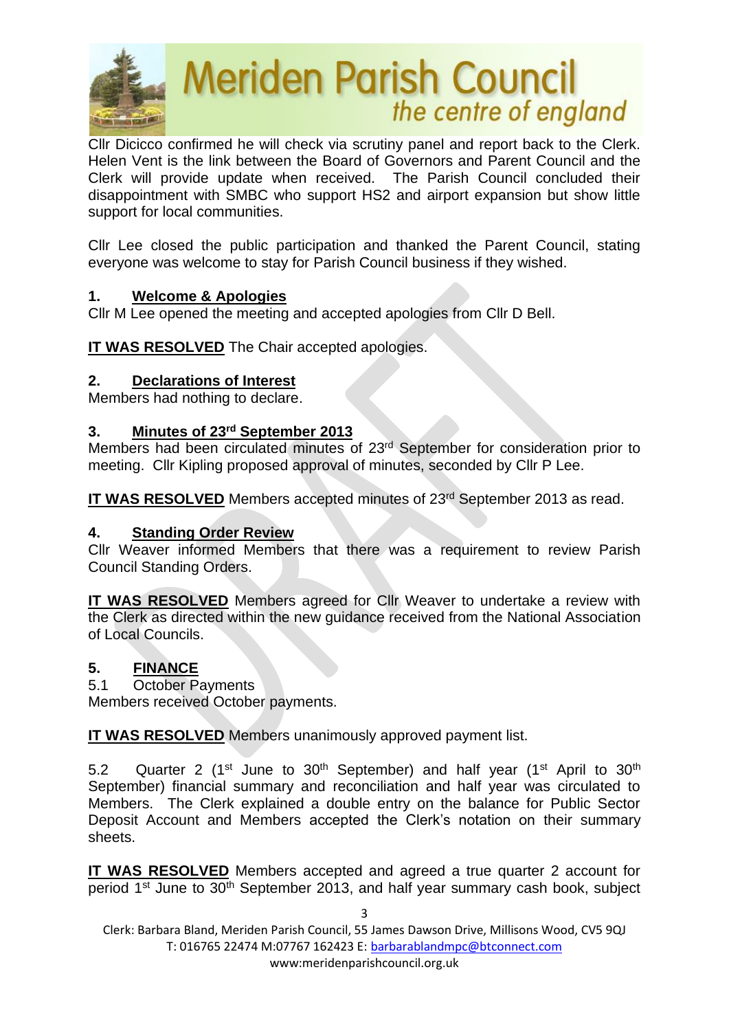Cllr Dicicco confirmed he will check via scrutiny panel and report back to the Clerk. Helen Vent is the link between the Board of Governors and Parent Council and the Clerk will provide update when received. The Parish Council concluded their disappointment with SMBC who support HS2 and airport expansion but show little support for local communities.

Cllr Lee closed the public participation and thanked the Parent Council, stating everyone was welcome to stay for Parish Council business if they wished.

## 1. Welcome & Apologies

Cllr M Lee opened the meeting and accepted apologies from Cllr D Bell.

**IT WAS RESOLVED** The Chair accepted apologies.

## 2. Declarations of Interest

Members had nothing to declare.

## 3. Minutes of 23rd September 2013

Members had been circulated minutes of 23rd September for consideration prior to meeting. Cllr Kipling proposed approval of minutes, seconded by Cllr P Lee.

**IT WAS RESOLVED** Members accepted minutes of 23rd September 2013 as read.

## 4. Standing Order Review

Cllr Weaver informed Members that there was a requirement to review Parish Council Standing Orders.

**IT WAS RESOLVED** Members agreed for Cllr Weaver to undertake a review with the Clerk as directed within the new guidance received from the National Association of Local Councils.

## 5. FINANCE

5.1 October Payments

Members received October payments.

**IT WAS RESOLVED** Members unanimously approved payment list.

5.2 Quarter 2 (1st June to 30th September) and half year (1st April to 30th September) financial summary and reconciliation and half year was circulated to Members. The Clerk explained a double entry on the balance for Public Sector Deposit Account and Members accepted the Clerk's notation on their summary sheets.

**IT WAS RESOLVED** Members accepted and agreed a true quarter 2 account for period 1st June to 30th September 2013, and half year summary cash book, subject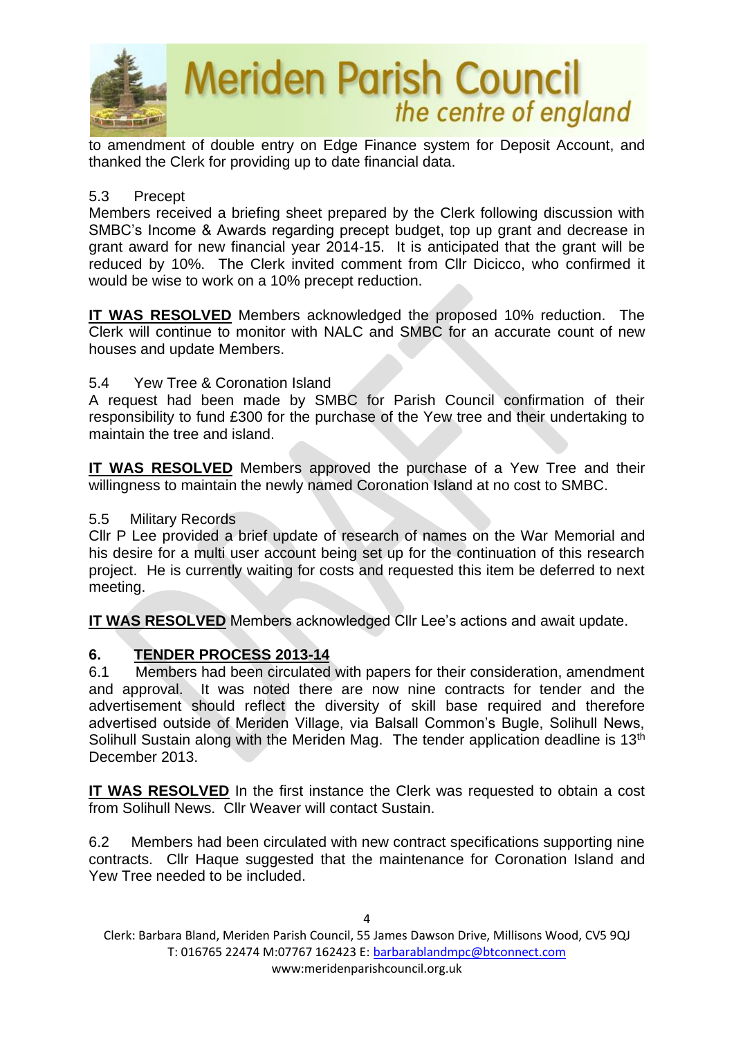to amendment of double entry on Edge Finance system for Deposit Account, and thanked the Clerk for providing up to date financial data.

5.3 Precept

Members received a briefing sheet prepared by the Clerk following discussion with SMBC's Income & Awards regarding precept budget, top up grant and decrease in grant award for new financial year 2014-15. It is anticipated that the grant will be reduced by 10%. The Clerk invited comment from Cllr Dicicco, who confirmed it would be wise to work on a 10% precept reduction.

**IT WAS RESOLVED** Members acknowledged the proposed 10% reduction. The Clerk will continue to monitor with NALC and SMBC for an accurate count of new houses and update Members.

5.4 Yew Tree & Coronation Island

A request had been made by SMBC for Parish Council confirmation of their responsibility to fund £300 for the purchase of the Yew tree and their undertaking to maintain the tree and island.

**IT WAS RESOLVED** Members approved the purchase of a Yew Tree and their willingness to maintain the newly named Coronation Island at no cost to SMBC.

5.5 Military Records

Cllr P Lee provided a brief update of research of names on the War Memorial and his desire for a multi user account being set up for the continuation of this research project. He is currently waiting for costs and requested this item be deferred to next meeting.

**IT WAS RESOLVED** Members acknowledged Cllr Lee's actions and await update.

## 6. TENDER PROCESS 2013-14

6.1 Members had been circulated with papers for their consideration, amendment and approval. It was noted there are now nine contracts for tender and the advertisement should reflect the diversity of skill base required and therefore advertised outside of Meriden Village, via Balsall Common's Bugle, Solihull News, Solihull Sustain along with the Meriden Mag. The tender application deadline is 13th December 2013.

**IT WAS RESOLVED** In the first instance the Clerk was requested to obtain a cost from Solihull News. Cllr Weaver will contact Sustain.

6.2 Members had been circulated with new contract specifications supporting nine contracts. Cllr Haque suggested that the maintenance for Coronation Island and Yew Tree needed to be included.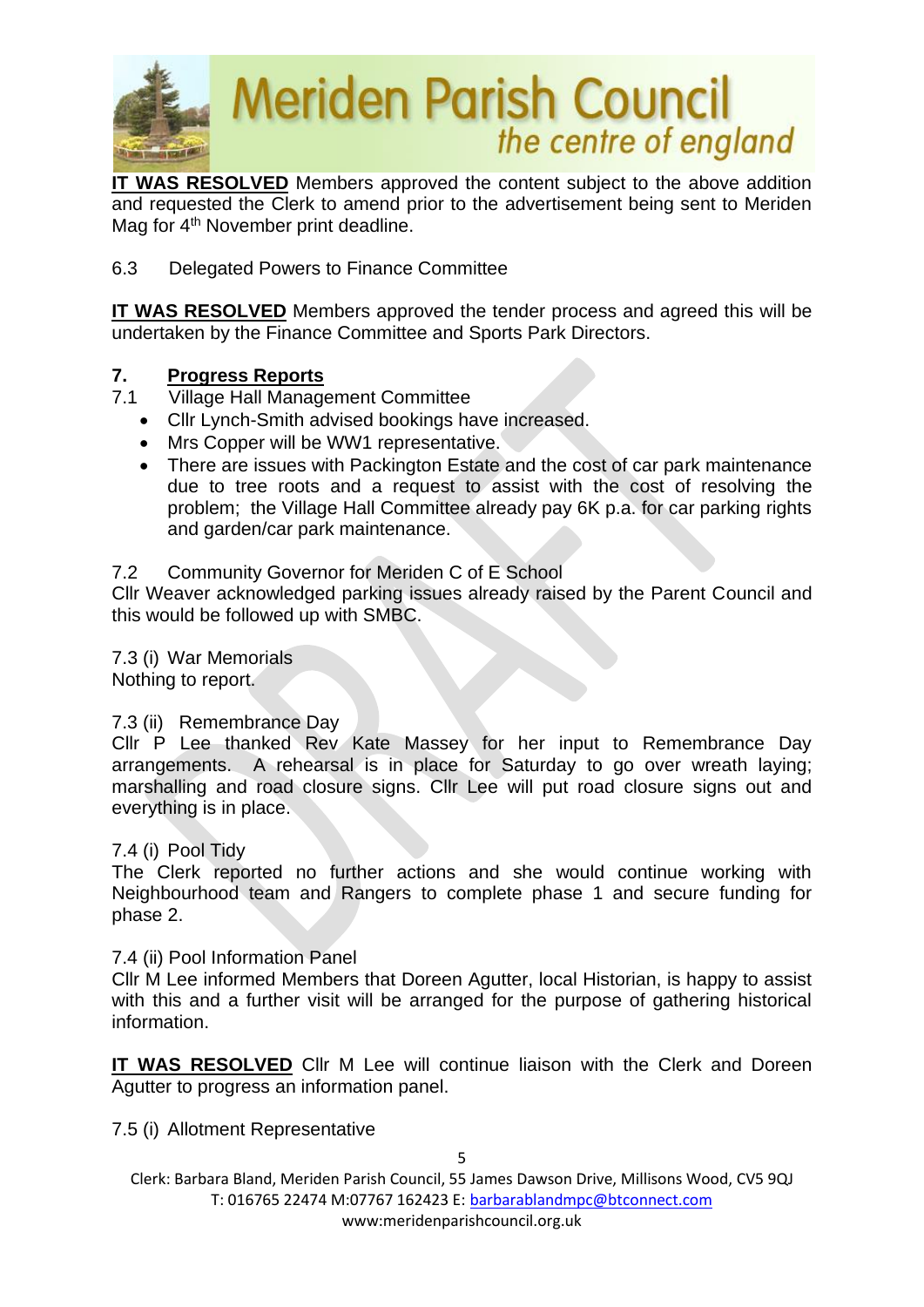**IT WAS RESOLVED** Members approved the content subject to the above addition and requested the Clerk to amend prior to the advertisement being sent to Meriden Mag for 4th November print deadline.

6.3 Delegated Powers to Finance Committee

**IT WAS RESOLVED** Members approved the tender process and agreed this will be undertaken by the Finance Committee and Sports Park Directors.

## 7. Progress Reports

7.1 Village Hall Management Committee

- Cllr Lynch-Smith advised bookings have increased.
- Mrs Copper will be WW1 representative.
- There are issues with Packington Estate and the cost of car park maintenance due to tree roots and a request to assist with the cost of resolving the problem; the Village Hall Committee already pay 6K p.a. for car parking rights and garden/car park maintenance.

7.2 Community Governor for Meriden C of E School

Cllr Weaver acknowledged parking issues already raised by the Parent Council and this would be followed up with SMBC.

7.3 (i) War Memorials

Nothing to report.

7.3 (ii) Remembrance Day

Cllr P Lee thanked Rev Kate Massey for her input to Remembrance Day arrangements. A rehearsal is in place for Saturday to go over wreath laying; marshalling and road closure signs. Cllr Lee will put road closure signs out and everything is in place.

7.4 (i) Pool Tidy

The Clerk reported no further actions and she would continue working with Neighbourhood team and Rangers to complete phase 1 and secure funding for phase 2.

7.4 (ii) Pool Information Panel

Cllr M Lee informed Members that Doreen Agutter, local Historian, is happy to assist with this and a further visit will be arranged for the purpose of gathering historical information.

**IT WAS RESOLVED** Cllr M Lee will continue liaison with the Clerk and Doreen Agutter to progress an information panel.

7.5 (i) Allotment Representative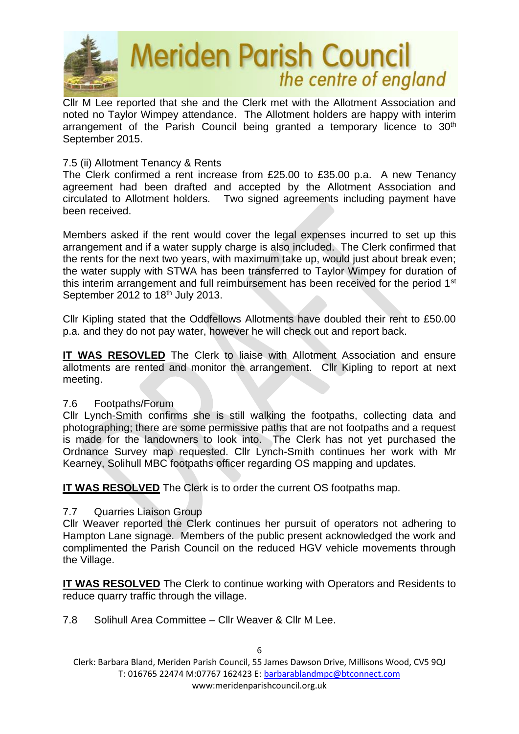Cllr M Lee reported that she and the Clerk met with the Allotment Association and noted no Taylor Wimpey attendance. The Allotment holders are happy with interim arrangement of the Parish Council being granted a temporary licence to 30th September 2015.

7.5 (ii) Allotment Tenancy & Rents

The Clerk confirmed a rent increase from £25.00 to £35.00 p.a. A new Tenancy agreement had been drafted and accepted by the Allotment Association and circulated to Allotment holders. Two signed agreements including payment have been received.

Members asked if the rent would cover the legal expenses incurred to set up this arrangement and if a water supply charge is also included. The Clerk confirmed that the rents for the next two years, with maximum take up, would just about break even; the water supply with STWA has been transferred to Taylor Wimpey for duration of this interim arrangement and full reimbursement has been received for the period 1st September 2012 to 18th July 2013.

Cllr Kipling stated that the Oddfellows Allotments have doubled their rent to £50.00 p.a. and they do not pay water, however he will check out and report back.

**IT WAS RESOVLED** The Clerk to liaise with Allotment Association and ensure allotments are rented and monitor the arrangement. Cllr Kipling to report at next meeting.

7.6 Footpaths/Forum

Cllr Lynch-Smith confirms she is still walking the footpaths, collecting data and photographing; there are some permissive paths that are not footpaths and a request is made for the landowners to look into. The Clerk has not yet purchased the Ordnance Survey map requested. Cllr Lynch-Smith continues her work with Mr Kearney, Solihull MBC footpaths officer regarding OS mapping and updates.

**IT WAS RESOLVED** The Clerk is to order the current OS footpaths map.

7.7 Quarries Liaison Group

Cllr Weaver reported the Clerk continues her pursuit of operators not adhering to Hampton Lane signage. Members of the public present acknowledged the work and complimented the Parish Council on the reduced HGV vehicle movements through the Village.

**IT WAS RESOLVED** The Clerk to continue working with Operators and Residents to reduce quarry traffic through the village.

7.8 Solihull Area Committee – Cllr Weaver & Cllr M Lee.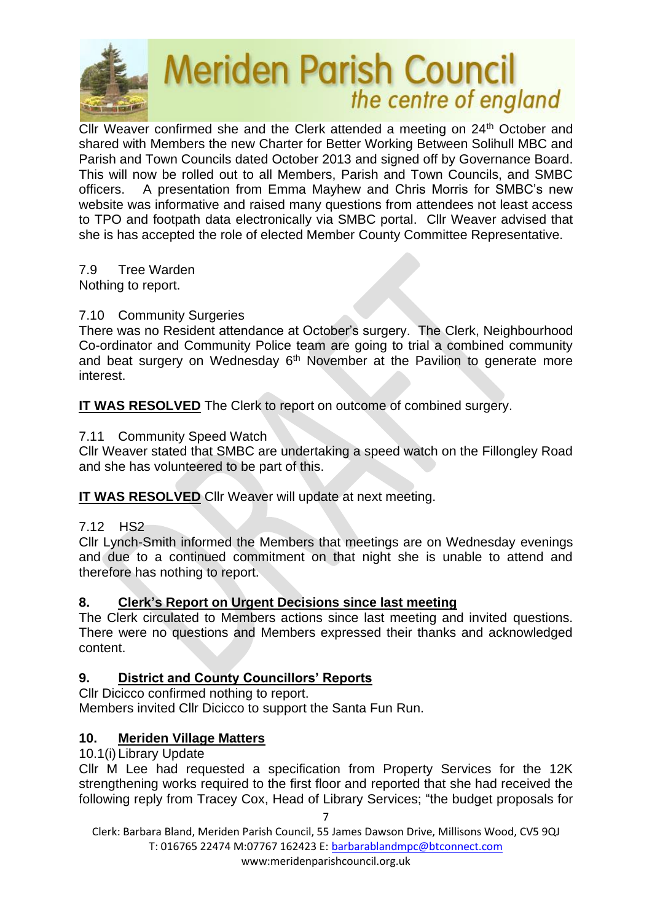Cllr Weaver confirmed she and the Clerk attended a meeting on 24th October and shared with Members the new Charter for Better Working Between Solihull MBC and Parish and Town Councils dated October 2013 and signed off by Governance Board. This will now be rolled out to all Members, Parish and Town Councils, and SMBC officers. A presentation from Emma Mayhew and Chris Morris for SMBC's new website was informative and raised many questions from attendees not least access to TPO and footpath data electronically via SMBC portal. Cllr Weaver advised that she is has accepted the role of elected Member County Committee Representative.

7.9 Tree Warden

Nothing to report.

7.10 Community Surgeries

There was no Resident attendance at October's surgery. The Clerk, Neighbourhood Co-ordinator and Community Police team are going to trial a combined community and beat surgery on Wednesday 6th November at the Pavilion to generate more interest.

**IT WAS RESOLVED** The Clerk to report on outcome of combined surgery.

7.11 Community Speed Watch

Cllr Weaver stated that SMBC are undertaking a speed watch on the Fillongley Road and she has volunteered to be part of this.

**IT WAS RESOLVED** Cllr Weaver will update at next meeting.

7.12 HS2

Cllr Lynch-Smith informed the Members that meetings are on Wednesday evenings and due to a continued commitment on that night she is unable to attend and therefore has nothing to report.

## 8. Clerk's Report on Urgent Decisions since last meeting

The Clerk circulated to Members actions since last meeting and invited questions. There were no questions and Members expressed their thanks and acknowledged content.

## 9. District and County Councillors' Reports

Cllr Dicicco confirmed nothing to report.

Members invited Cllr Dicicco to support the Santa Fun Run.

## 10. Meriden Village Matters

10.1(i) Library Update

Cllr M Lee had requested a specification from Property Services for the 12K strengthening works required to the first floor and reported that she had received the following reply from Tracey Cox, Head of Library Services; "the budget proposals for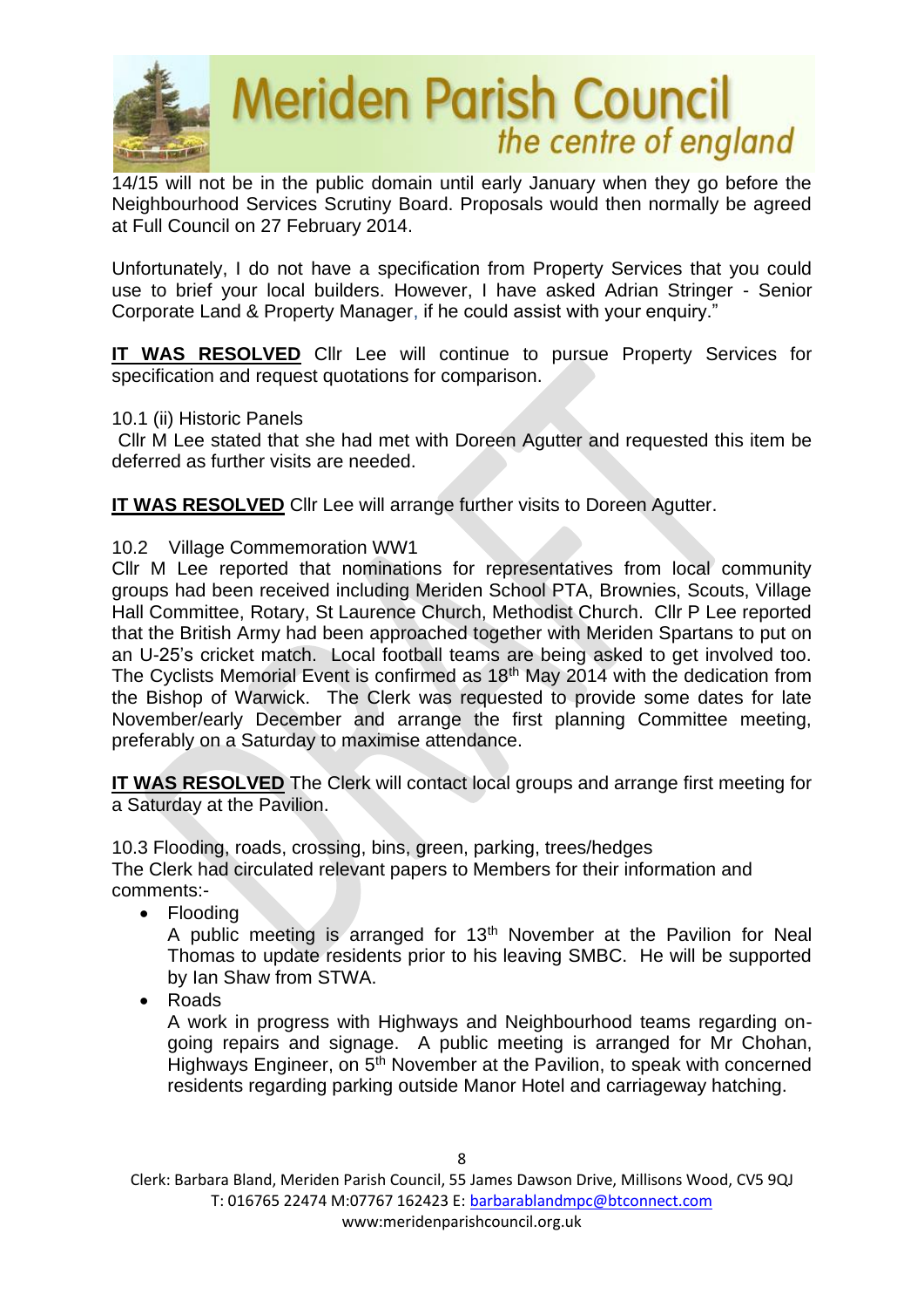14/15 will not be in the public domain until early January when they go before the Neighbourhood Services Scrutiny Board. Proposals would then normally be agreed at Full Council on 27 February 2014.

Unfortunately, I do not have a specification from Property Services that you could use to brief your local builders. However, I have asked Adrian Stringer - Senior Corporate Land & Property Manager, if he could assist with your enquiry."

**IT WAS RESOLVED** Cllr Lee will continue to pursue Property Services for specification and request quotations for comparison.

10.1 (ii) Historic Panels
Cllr M Lee stated that she had met with Doreen Agutter and requested this item be deferred as further visits are needed.

**IT WAS RESOLVED** Cllr Lee will arrange further visits to Doreen Agutter.

10.2 Village Commemoration WW1
Cllr M Lee reported that nominations for representatives from local community groups had been received including Meriden School PTA, Brownies, Scouts, Village Hall Committee, Rotary, St Laurence Church, Methodist Church. Cllr P Lee reported that the British Army had been approached together with Meriden Spartans to put on an U-25's cricket match. Local football teams are being asked to get involved too. The Cyclists Memorial Event is confirmed as 18th May 2014 with the dedication from the Bishop of Warwick. The Clerk was requested to provide some dates for late November/early December and arrange the first planning Committee meeting, preferably on a Saturday to maximise attendance.

**IT WAS RESOLVED** The Clerk will contact local groups and arrange first meeting for a Saturday at the Pavilion.

10.3 Flooding, roads, crossing, bins, green, parking, trees/hedges
The Clerk had circulated relevant papers to Members for their information and comments:-

- Flooding
  A public meeting is arranged for 13th November at the Pavilion for Neal Thomas to update residents prior to his leaving SMBC. He will be supported by Ian Shaw from STWA.
- Roads
  A work in progress with Highways and Neighbourhood teams regarding on-going repairs and signage. A public meeting is arranged for Mr Chohan, Highways Engineer, on 5th November at the Pavilion, to speak with concerned residents regarding parking outside Manor Hotel and carriageway hatching.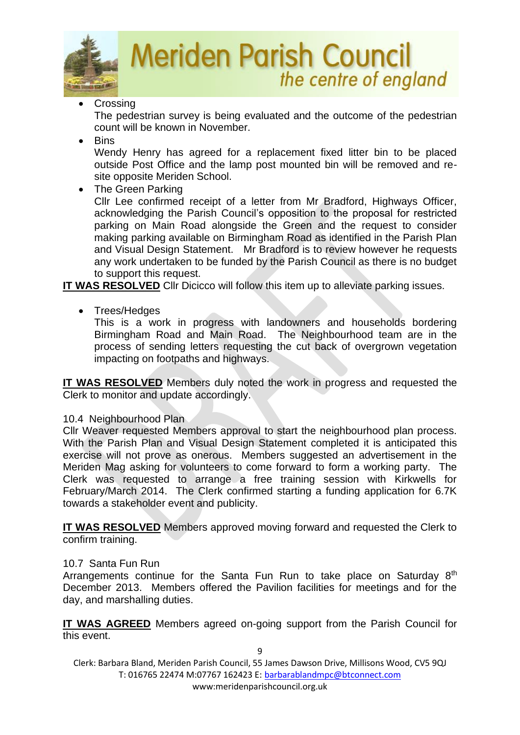- Crossing
  The pedestrian survey is being evaluated and the outcome of the pedestrian count will be known in November.
- Bins
  Wendy Henry has agreed for a replacement fixed litter bin to be placed outside Post Office and the lamp post mounted bin will be removed and re-site opposite Meriden School.
- The Green Parking
  Cllr Lee confirmed receipt of a letter from Mr Bradford, Highways Officer, acknowledging the Parish Council's opposition to the proposal for restricted parking on Main Road alongside the Green and the request to consider making parking available on Birmingham Road as identified in the Parish Plan and Visual Design Statement. Mr Bradford is to review however he requests any work undertaken to be funded by the Parish Council as there is no budget to support this request.

**IT WAS RESOLVED** Cllr Dicicco will follow this item up to alleviate parking issues.

- Trees/Hedges
  This is a work in progress with landowners and households bordering Birmingham Road and Main Road. The Neighbourhood team are in the process of sending letters requesting the cut back of overgrown vegetation impacting on footpaths and highways.

**IT WAS RESOLVED** Members duly noted the work in progress and requested the Clerk to monitor and update accordingly.

10.4 Neighbourhood Plan
Cllr Weaver requested Members approval to start the neighbourhood plan process. With the Parish Plan and Visual Design Statement completed it is anticipated this exercise will not prove as onerous. Members suggested an advertisement in the Meriden Mag asking for volunteers to come forward to form a working party. The Clerk was requested to arrange a free training session with Kirkwells for February/March 2014. The Clerk confirmed starting a funding application for 6.7K towards a stakeholder event and publicity.

**IT WAS RESOLVED** Members approved moving forward and requested the Clerk to confirm training.

10.7 Santa Fun Run
Arrangements continue for the Santa Fun Run to take place on Saturday 8th December 2013. Members offered the Pavilion facilities for meetings and for the day, and marshalling duties.

**IT WAS AGREED** Members agreed on-going support from the Parish Council for this event.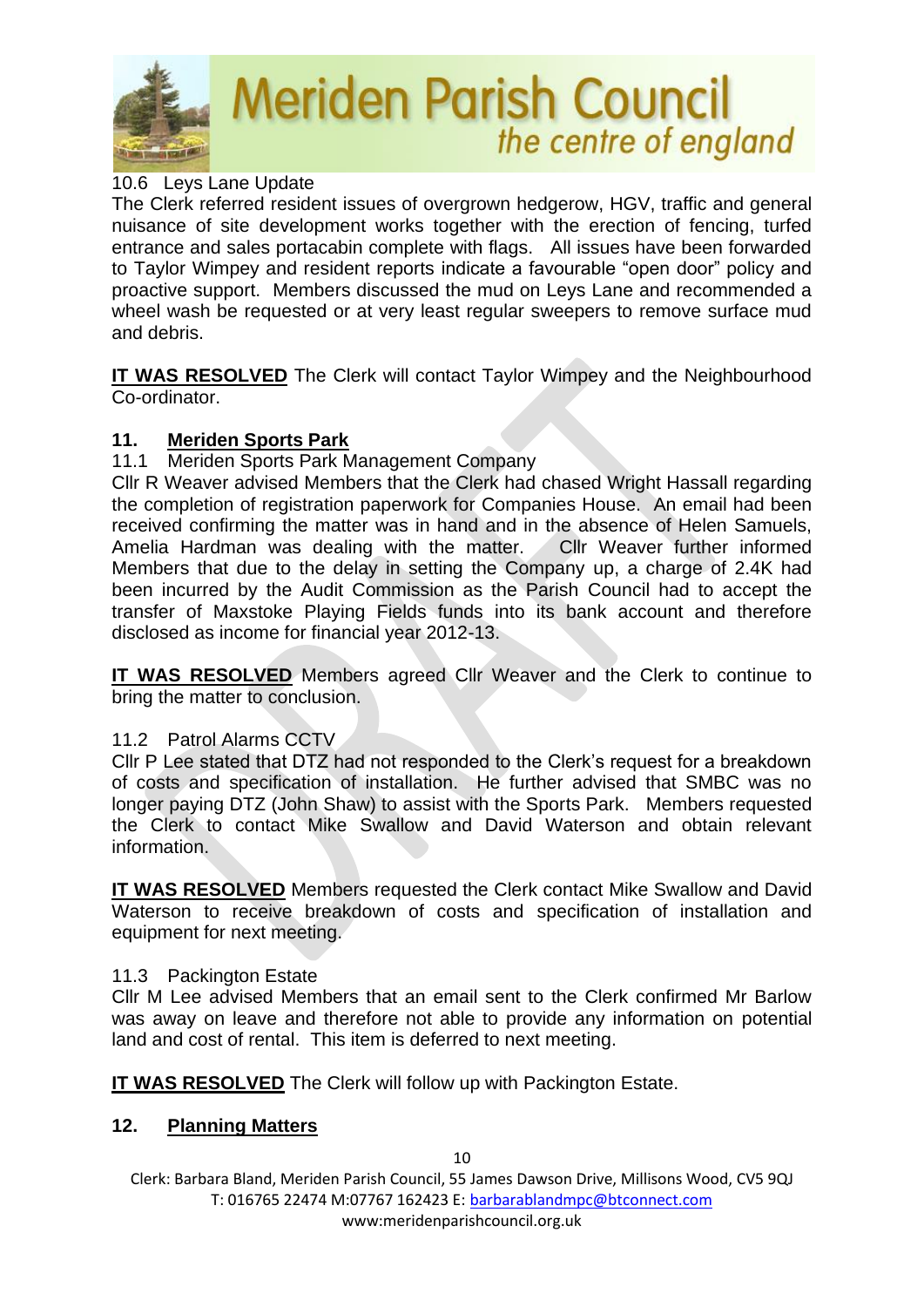10.6 Leys Lane Update

The Clerk referred resident issues of overgrown hedgerow, HGV, traffic and general nuisance of site development works together with the erection of fencing, turfed entrance and sales portacabin complete with flags. All issues have been forwarded to Taylor Wimpey and resident reports indicate a favourable "open door" policy and proactive support. Members discussed the mud on Leys Lane and recommended a wheel wash be requested or at very least regular sweepers to remove surface mud and debris.

**IT WAS RESOLVED** The Clerk will contact Taylor Wimpey and the Neighbourhood Co-ordinator.

## 11. Meriden Sports Park

11.1 Meriden Sports Park Management Company

Cllr R Weaver advised Members that the Clerk had chased Wright Hassall regarding the completion of registration paperwork for Companies House. An email had been received confirming the matter was in hand and in the absence of Helen Samuels, Amelia Hardman was dealing with the matter. Cllr Weaver further informed Members that due to the delay in setting the Company up, a charge of 2.4K had been incurred by the Audit Commission as the Parish Council had to accept the transfer of Maxstoke Playing Fields funds into its bank account and therefore disclosed as income for financial year 2012-13.

**IT WAS RESOLVED** Members agreed Cllr Weaver and the Clerk to continue to bring the matter to conclusion.

11.2 Patrol Alarms CCTV

Cllr P Lee stated that DTZ had not responded to the Clerk's request for a breakdown of costs and specification of installation. He further advised that SMBC was no longer paying DTZ (John Shaw) to assist with the Sports Park. Members requested the Clerk to contact Mike Swallow and David Waterson and obtain relevant information.

**IT WAS RESOLVED** Members requested the Clerk contact Mike Swallow and David Waterson to receive breakdown of costs and specification of installation and equipment for next meeting.

11.3 Packington Estate

Cllr M Lee advised Members that an email sent to the Clerk confirmed Mr Barlow was away on leave and therefore not able to provide any information on potential land and cost of rental. This item is deferred to next meeting.

**IT WAS RESOLVED** The Clerk will follow up with Packington Estate.

## 12. Planning Matters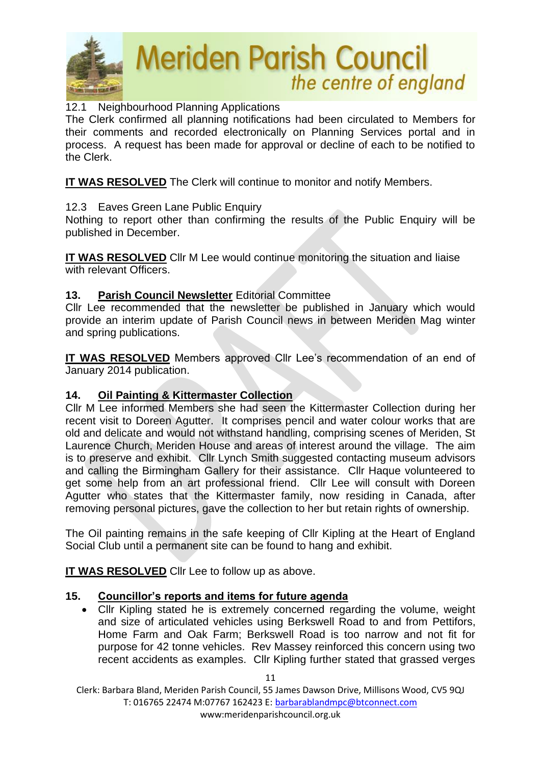12.1 Neighbourhood Planning Applications

The Clerk confirmed all planning notifications had been circulated to Members for their comments and recorded electronically on Planning Services portal and in process. A request has been made for approval or decline of each to be notified to the Clerk.

**IT WAS RESOLVED** The Clerk will continue to monitor and notify Members.

12.3 Eaves Green Lane Public Enquiry

Nothing to report other than confirming the results of the Public Enquiry will be published in December.

**IT WAS RESOLVED** Cllr M Lee would continue monitoring the situation and liaise with relevant Officers.

**13. Parish Council Newsletter** Editorial Committee

Cllr Lee recommended that the newsletter be published in January which would provide an interim update of Parish Council news in between Meriden Mag winter and spring publications.

**IT WAS RESOLVED** Members approved Cllr Lee's recommendation of an end of January 2014 publication.

**14. Oil Painting & Kittermaster Collection**

Cllr M Lee informed Members she had seen the Kittermaster Collection during her recent visit to Doreen Agutter. It comprises pencil and water colour works that are old and delicate and would not withstand handling, comprising scenes of Meriden, St Laurence Church, Meriden House and areas of interest around the village. The aim is to preserve and exhibit. Cllr Lynch Smith suggested contacting museum advisors and calling the Birmingham Gallery for their assistance. Cllr Haque volunteered to get some help from an art professional friend. Cllr Lee will consult with Doreen Agutter who states that the Kittermaster family, now residing in Canada, after removing personal pictures, gave the collection to her but retain rights of ownership.

The Oil painting remains in the safe keeping of Cllr Kipling at the Heart of England Social Club until a permanent site can be found to hang and exhibit.

**IT WAS RESOLVED** Cllr Lee to follow up as above.

**15. Councillor's reports and items for future agenda**

- Cllr Kipling stated he is extremely concerned regarding the volume, weight and size of articulated vehicles using Berkswell Road to and from Pettifors, Home Farm and Oak Farm; Berkswell Road is too narrow and not fit for purpose for 42 tonne vehicles. Rev Massey reinforced this concern using two recent accidents as examples. Cllr Kipling further stated that grassed verges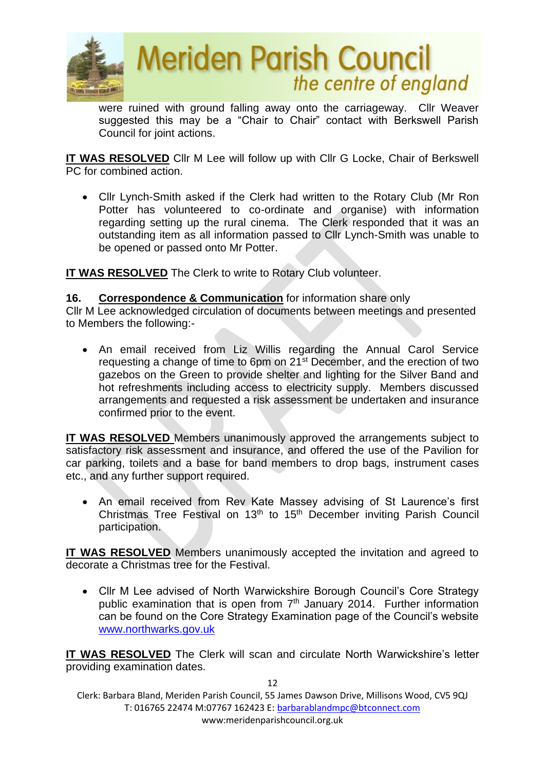were ruined with ground falling away onto the carriageway. Cllr Weaver suggested this may be a "Chair to Chair" contact with Berkswell Parish Council for joint actions.

**IT WAS RESOLVED** Cllr M Lee will follow up with Cllr G Locke, Chair of Berkswell PC for combined action.

- Cllr Lynch-Smith asked if the Clerk had written to the Rotary Club (Mr Ron Potter has volunteered to co-ordinate and organise) with information regarding setting up the rural cinema. The Clerk responded that it was an outstanding item as all information passed to Cllr Lynch-Smith was unable to be opened or passed onto Mr Potter.

**IT WAS RESOLVED** The Clerk to write to Rotary Club volunteer.

**16. Correspondence & Communication** for information share only

Cllr M Lee acknowledged circulation of documents between meetings and presented to Members the following:-

- An email received from Liz Willis regarding the Annual Carol Service requesting a change of time to 6pm on 21st December, and the erection of two gazebos on the Green to provide shelter and lighting for the Silver Band and hot refreshments including access to electricity supply. Members discussed arrangements and requested a risk assessment be undertaken and insurance confirmed prior to the event.

**IT WAS RESOLVED** Members unanimously approved the arrangements subject to satisfactory risk assessment and insurance, and offered the use of the Pavilion for car parking, toilets and a base for band members to drop bags, instrument cases etc., and any further support required.

- An email received from Rev Kate Massey advising of St Laurence's first Christmas Tree Festival on 13th to 15th December inviting Parish Council participation.

**IT WAS RESOLVED** Members unanimously accepted the invitation and agreed to decorate a Christmas tree for the Festival.

- Cllr M Lee advised of North Warwickshire Borough Council's Core Strategy public examination that is open from 7th January 2014. Further information can be found on the Core Strategy Examination page of the Council's website www.northwarks.gov.uk

**IT WAS RESOLVED** The Clerk will scan and circulate North Warwickshire's letter providing examination dates.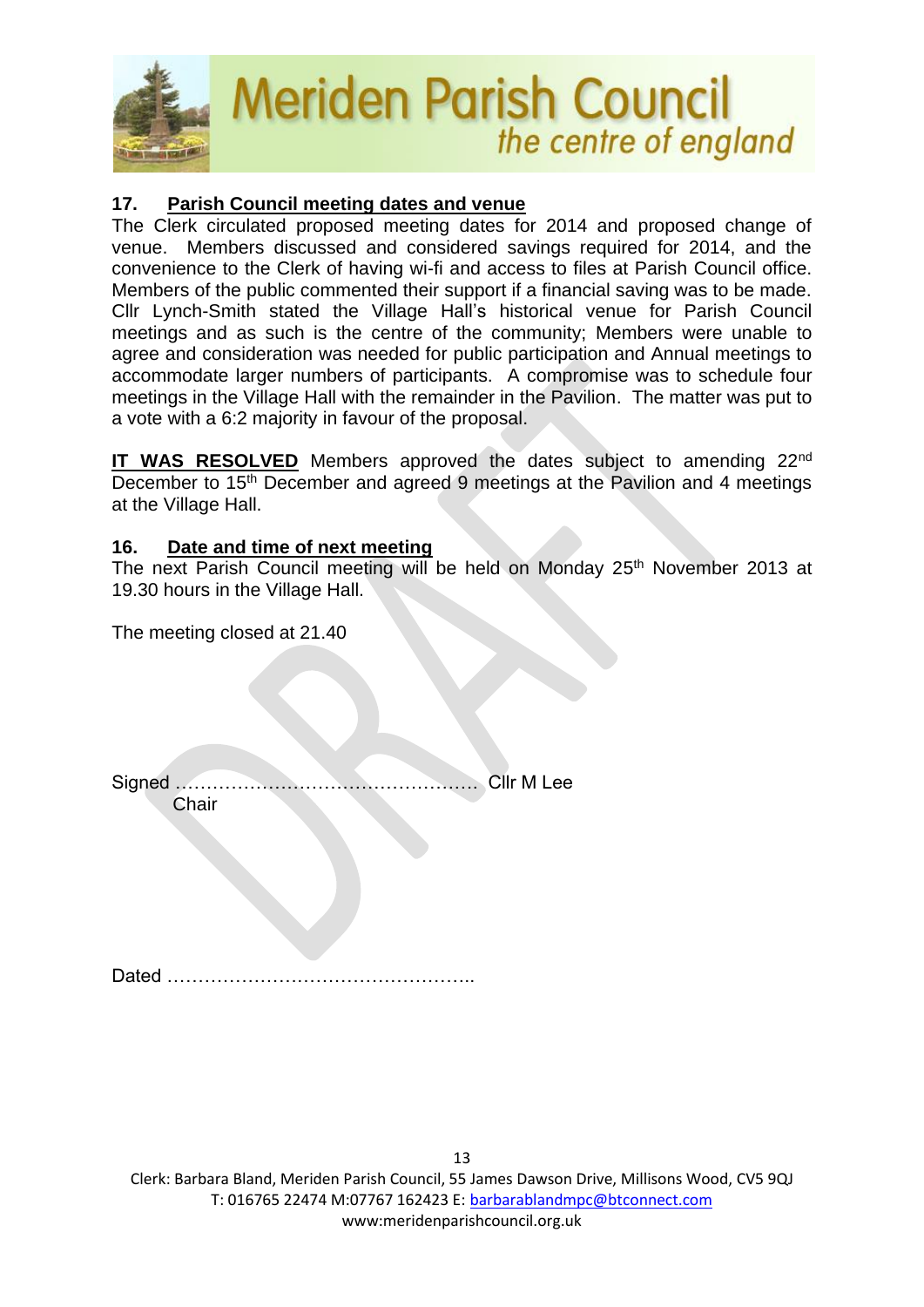## 17. Parish Council meeting dates and venue

The Clerk circulated proposed meeting dates for 2014 and proposed change of venue. Members discussed and considered savings required for 2014, and the convenience to the Clerk of having wi-fi and access to files at Parish Council office. Members of the public commented their support if a financial saving was to be made. Cllr Lynch-Smith stated the Village Hall's historical venue for Parish Council meetings and as such is the centre of the community; Members were unable to agree and consideration was needed for public participation and Annual meetings to accommodate larger numbers of participants. A compromise was to schedule four meetings in the Village Hall with the remainder in the Pavilion. The matter was put to a vote with a 6:2 majority in favour of the proposal.

**IT WAS RESOLVED** Members approved the dates subject to amending 22nd December to 15th December and agreed 9 meetings at the Pavilion and 4 meetings at the Village Hall.

## 16. Date and time of next meeting

The next Parish Council meeting will be held on Monday 25th November 2013 at 19.30 hours in the Village Hall.

The meeting closed at 21.40

Signed …………………………………………… Cllr M Lee
Chair

Dated …………………………………………..

Clerk: Barbara Bland, Meriden Parish Council, 55 James Dawson Drive, Millisons Wood, CV5 9QJ
T: 016765 22474 M:07767 162423 E: barbarablandmpc@btconnect.com
www:meridenparishcouncil.org.uk